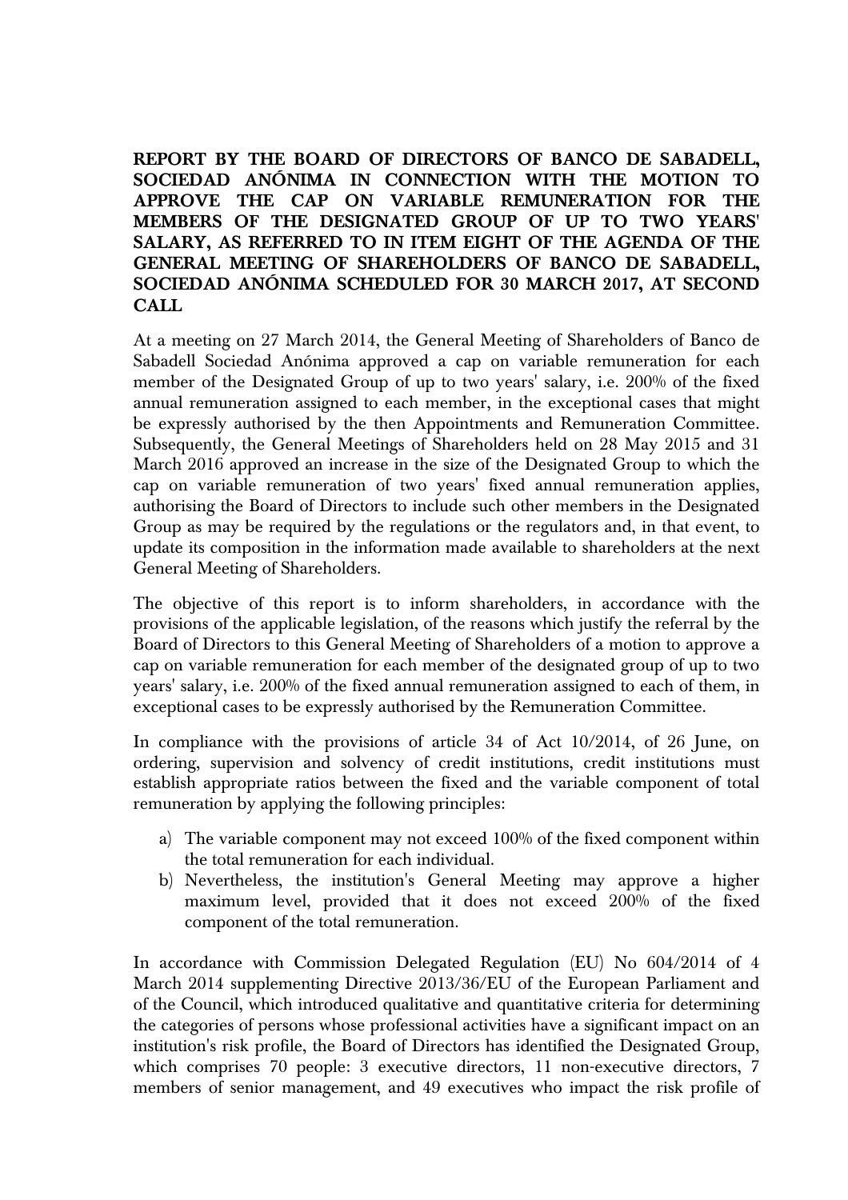**REPORT BY THE BOARD OF DIRECTORS OF BANCO DE SABADELL, SOCIEDAD ANÓNIMA IN CONNECTION WITH THE MOTION TO APPROVE THE CAP ON VARIABLE REMUNERATION FOR THE MEMBERS OF THE DESIGNATED GROUP OF UP TO TWO YEARS' SALARY, AS REFERRED TO IN ITEM EIGHT OF THE AGENDA OF THE GENERAL MEETING OF SHAREHOLDERS OF BANCO DE SABADELL, SOCIEDAD ANÓNIMA SCHEDULED FOR 30 MARCH 2017, AT SECOND CALL**

At a meeting on 27 March 2014, the General Meeting of Shareholders of Banco de Sabadell Sociedad Anónima approved a cap on variable remuneration for each member of the Designated Group of up to two years' salary, i.e. 200% of the fixed annual remuneration assigned to each member, in the exceptional cases that might be expressly authorised by the then Appointments and Remuneration Committee. Subsequently, the General Meetings of Shareholders held on 28 May 2015 and 31 March 2016 approved an increase in the size of the Designated Group to which the cap on variable remuneration of two years' fixed annual remuneration applies, authorising the Board of Directors to include such other members in the Designated Group as may be required by the regulations or the regulators and, in that event, to update its composition in the information made available to shareholders at the next General Meeting of Shareholders.

The objective of this report is to inform shareholders, in accordance with the provisions of the applicable legislation, of the reasons which justify the referral by the Board of Directors to this General Meeting of Shareholders of a motion to approve a cap on variable remuneration for each member of the designated group of up to two years' salary, i.e. 200% of the fixed annual remuneration assigned to each of them, in exceptional cases to be expressly authorised by the Remuneration Committee.

In compliance with the provisions of article 34 of Act 10/2014, of 26 June, on ordering, supervision and solvency of credit institutions, credit institutions must establish appropriate ratios between the fixed and the variable component of total remuneration by applying the following principles:

a) The variable component may not exceed 100% of the fixed component within the total remuneration for each individual.
b) Nevertheless, the institution's General Meeting may approve a higher maximum level, provided that it does not exceed 200% of the fixed component of the total remuneration.

In accordance with Commission Delegated Regulation (EU) No 604/2014 of 4 March 2014 supplementing Directive 2013/36/EU of the European Parliament and of the Council, which introduced qualitative and quantitative criteria for determining the categories of persons whose professional activities have a significant impact on an institution's risk profile, the Board of Directors has identified the Designated Group, which comprises 70 people: 3 executive directors, 11 non-executive directors, 7 members of senior management, and 49 executives who impact the risk profile of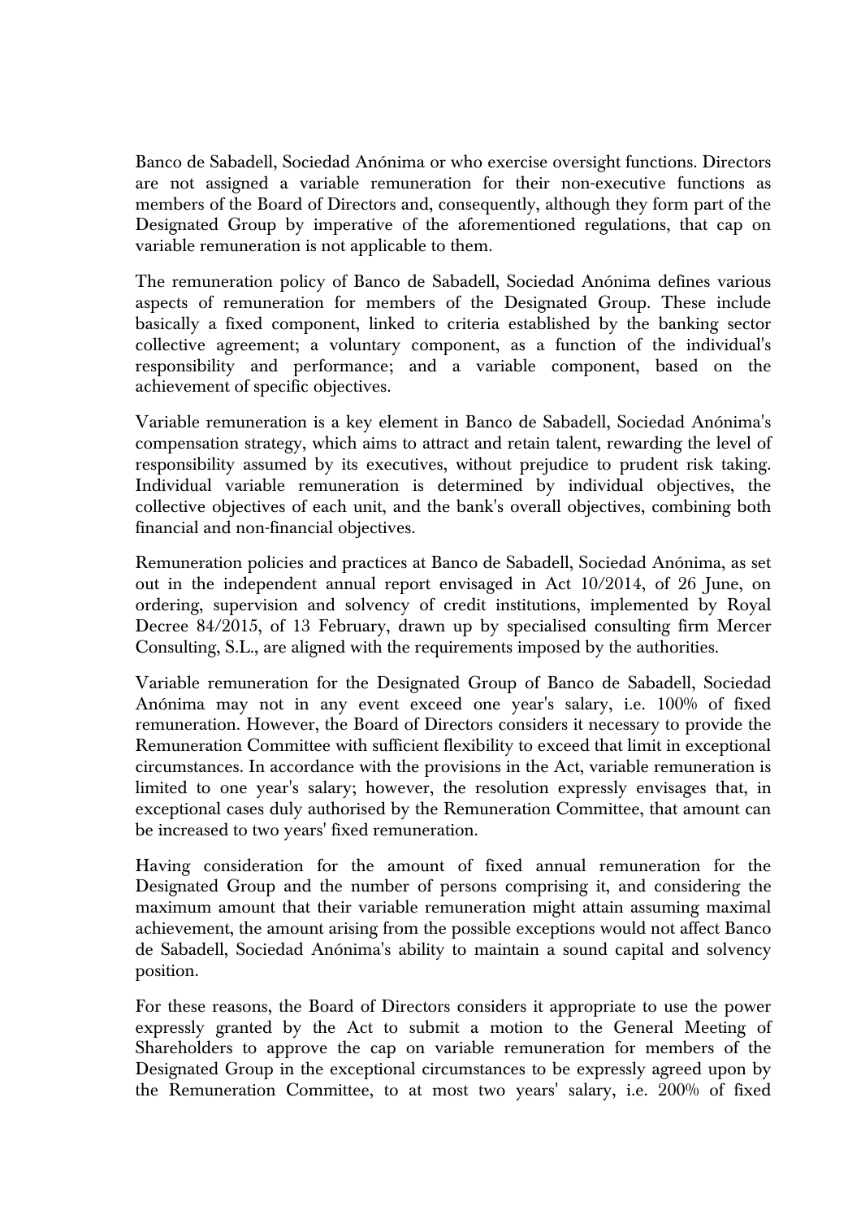Banco de Sabadell, Sociedad Anónima or who exercise oversight functions. Directors are not assigned a variable remuneration for their non-executive functions as members of the Board of Directors and, consequently, although they form part of the Designated Group by imperative of the aforementioned regulations, that cap on variable remuneration is not applicable to them.

The remuneration policy of Banco de Sabadell, Sociedad Anónima defines various aspects of remuneration for members of the Designated Group. These include basically a fixed component, linked to criteria established by the banking sector collective agreement; a voluntary component, as a function of the individual's responsibility and performance; and a variable component, based on the achievement of specific objectives.

Variable remuneration is a key element in Banco de Sabadell, Sociedad Anónima's compensation strategy, which aims to attract and retain talent, rewarding the level of responsibility assumed by its executives, without prejudice to prudent risk taking. Individual variable remuneration is determined by individual objectives, the collective objectives of each unit, and the bank's overall objectives, combining both financial and non-financial objectives.

Remuneration policies and practices at Banco de Sabadell, Sociedad Anónima, as set out in the independent annual report envisaged in Act 10/2014, of 26 June, on ordering, supervision and solvency of credit institutions, implemented by Royal Decree 84/2015, of 13 February, drawn up by specialised consulting firm Mercer Consulting, S.L., are aligned with the requirements imposed by the authorities.

Variable remuneration for the Designated Group of Banco de Sabadell, Sociedad Anónima may not in any event exceed one year's salary, i.e. 100% of fixed remuneration. However, the Board of Directors considers it necessary to provide the Remuneration Committee with sufficient flexibility to exceed that limit in exceptional circumstances. In accordance with the provisions in the Act, variable remuneration is limited to one year's salary; however, the resolution expressly envisages that, in exceptional cases duly authorised by the Remuneration Committee, that amount can be increased to two years' fixed remuneration.

Having consideration for the amount of fixed annual remuneration for the Designated Group and the number of persons comprising it, and considering the maximum amount that their variable remuneration might attain assuming maximal achievement, the amount arising from the possible exceptions would not affect Banco de Sabadell, Sociedad Anónima's ability to maintain a sound capital and solvency position.

For these reasons, the Board of Directors considers it appropriate to use the power expressly granted by the Act to submit a motion to the General Meeting of Shareholders to approve the cap on variable remuneration for members of the Designated Group in the exceptional circumstances to be expressly agreed upon by the Remuneration Committee, to at most two years' salary, i.e. 200% of fixed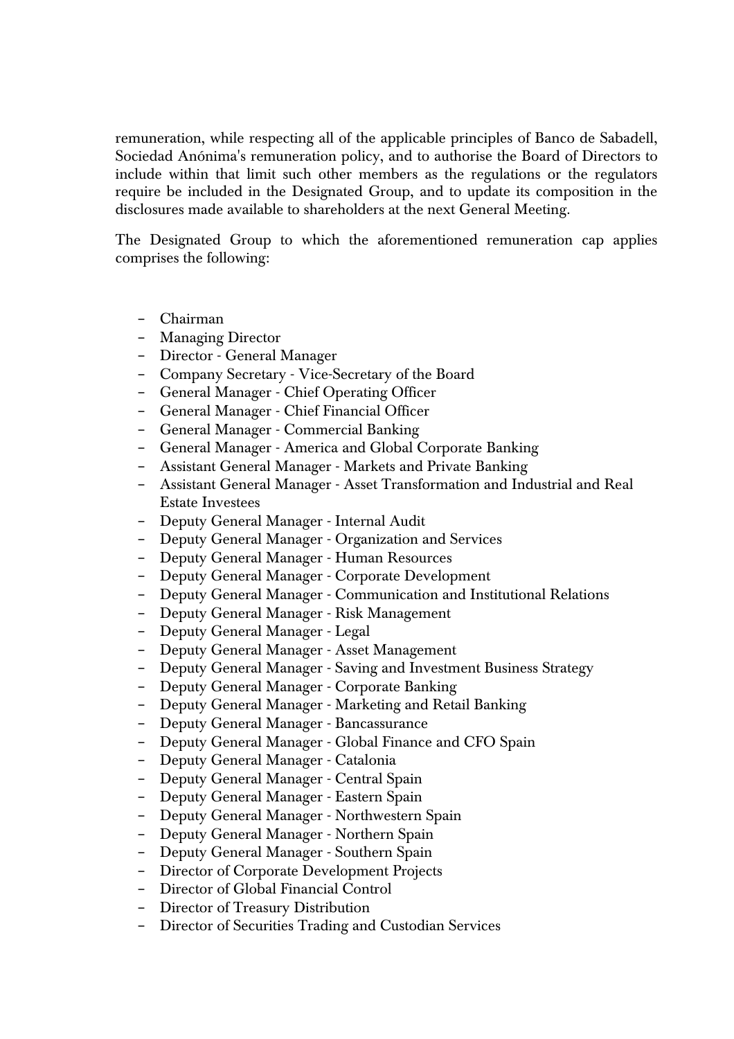remuneration, while respecting all of the applicable principles of Banco de Sabadell, Sociedad Anónima's remuneration policy, and to authorise the Board of Directors to include within that limit such other members as the regulations or the regulators require be included in the Designated Group, and to update its composition in the disclosures made available to shareholders at the next General Meeting.

The Designated Group to which the aforementioned remuneration cap applies comprises the following:

- Chairman
- Managing Director
- Director - General Manager
- Company Secretary - Vice-Secretary of the Board
- General Manager - Chief Operating Officer
- General Manager - Chief Financial Officer
- General Manager - Commercial Banking
- General Manager - America and Global Corporate Banking
- Assistant General Manager - Markets and Private Banking
- Assistant General Manager - Asset Transformation and Industrial and Real Estate Investees
- Deputy General Manager - Internal Audit
- Deputy General Manager - Organization and Services
- Deputy General Manager - Human Resources
- Deputy General Manager - Corporate Development
- Deputy General Manager - Communication and Institutional Relations
- Deputy General Manager - Risk Management
- Deputy General Manager - Legal
- Deputy General Manager - Asset Management
- Deputy General Manager - Saving and Investment Business Strategy
- Deputy General Manager - Corporate Banking
- Deputy General Manager - Marketing and Retail Banking
- Deputy General Manager - Bancassurance
- Deputy General Manager - Global Finance and CFO Spain
- Deputy General Manager - Catalonia
- Deputy General Manager - Central Spain
- Deputy General Manager - Eastern Spain
- Deputy General Manager - Northwestern Spain
- Deputy General Manager - Northern Spain
- Deputy General Manager - Southern Spain
- Director of Corporate Development Projects
- Director of Global Financial Control
- Director of Treasury Distribution
- Director of Securities Trading and Custodian Services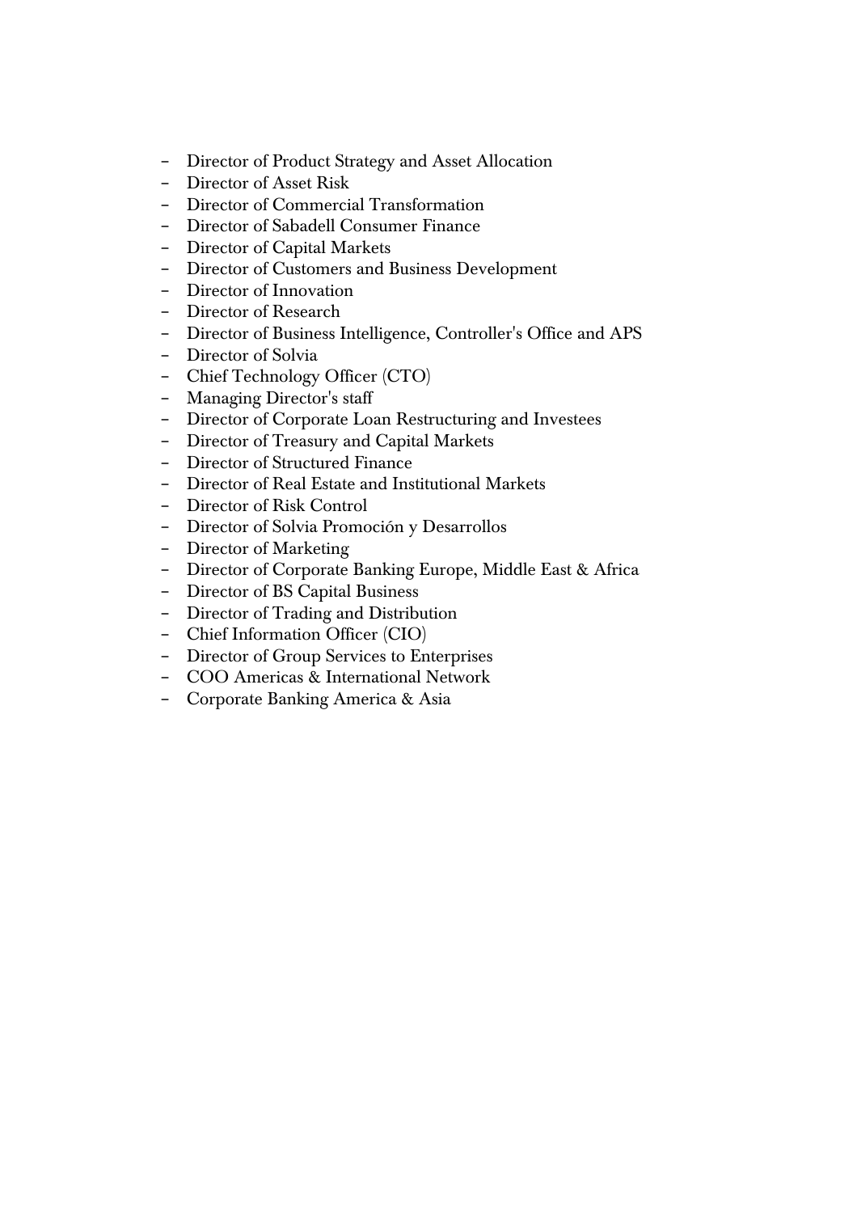- Director of Product Strategy and Asset Allocation
- Director of Asset Risk
- Director of Commercial Transformation
- Director of Sabadell Consumer Finance
- Director of Capital Markets
- Director of Customers and Business Development
- Director of Innovation
- Director of Research
- Director of Business Intelligence, Controller's Office and APS
- Director of Solvia
- Chief Technology Officer (CTO)
- Managing Director's staff
- Director of Corporate Loan Restructuring and Investees
- Director of Treasury and Capital Markets
- Director of Structured Finance
- Director of Real Estate and Institutional Markets
- Director of Risk Control
- Director of Solvia Promoción y Desarrollos
- Director of Marketing
- Director of Corporate Banking Europe, Middle East & Africa
- Director of BS Capital Business
- Director of Trading and Distribution
- Chief Information Officer (CIO)
- Director of Group Services to Enterprises
- COO Americas & International Network
- Corporate Banking America & Asia